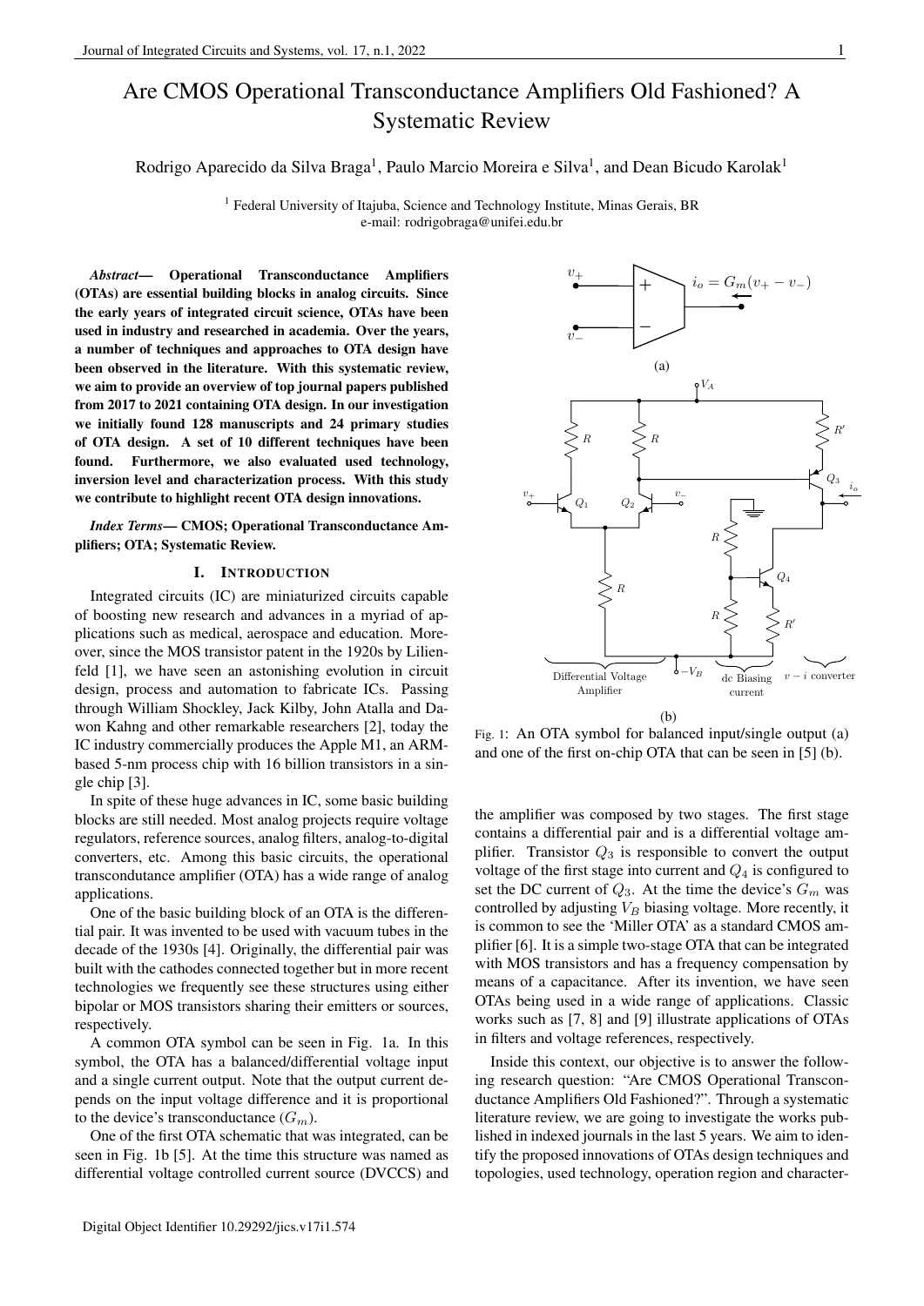# Are CMOS Operational Transconductance Amplifiers Old Fashioned? A Systematic Review

Rodrigo Aparecido da Silva Braga[1], Paulo Marcio Moreira e Silva[1], and Dean Bicudo Karolak[1]

[1] Federal University of Itajuba, Science and Technology Institute, Minas Gerais, BR
e-mail: rodrigobraga@unifei.edu.br

***Abstract*— Operational Transconductance Amplifiers (OTAs) are essential building blocks in analog circuits. Since the early years of integrated circuit science, OTAs have been used in industry and researched in academia. Over the years, a number of techniques and approaches to OTA design have been observed in the literature. With this systematic review, we aim to provide an overview of top journal papers published from 2017 to 2021 containing OTA design. In our investigation we initially found 128 manuscripts and 24 primary studies of OTA design. A set of 10 different techniques have been found. Furthermore, we also evaluated used technology, inversion level and characterization process. With this study we contribute to highlight recent OTA design innovations.**

***Index Terms*— CMOS; Operational Transconductance Amplifiers; OTA; Systematic Review.**

## I. Introduction

Integrated circuits (IC) are miniaturized circuits capable of boosting new research and advances in a myriad of applications such as medical, aerospace and education. Moreover, since the MOS transistor patent in the 1920s by Lilienfeld [1], we have seen an astonishing evolution in circuit design, process and automation to fabricate ICs. Passing through William Shockley, Jack Kilby, John Atalla and Dawon Kahng and other remarkable researchers [2], today the IC industry commercially produces the Apple M1, an ARM-based 5-nm process chip with 16 billion transistors in a single chip [3].

In spite of these huge advances in IC, some basic building blocks are still needed. Most analog projects require voltage regulators, reference sources, analog filters, analog-to-digital converters, etc. Among this basic circuits, the operational transcondutance amplifier (OTA) has a wide range of analog applications.

One of the basic building block of an OTA is the differential pair. It was invented to be used with vacuum tubes in the decade of the 1930s [4]. Originally, the differential pair was built with the cathodes connected together but in more recent technologies we frequently see these structures using either bipolar or MOS transistors sharing their emitters or sources, respectively.

A common OTA symbol can be seen in Fig. 1a. In this symbol, the OTA has a balanced/differential voltage input and a single current output. Note that the output current depends on the input voltage difference and it is proportional to the device's transconductance ($G_m$).

One of the first OTA schematic that was integrated, can be seen in Fig. 1b [5]. At the time this structure was named as differential voltage controlled current source (DVCCS) and the amplifier was composed by two stages. The first stage contains a differential pair and is a differential voltage amplifier. Transistor $Q_3$ is responsible to convert the output voltage of the first stage into current and $Q_4$ is configured to set the DC current of $Q_3$. At the time the device's $G_m$ was controlled by adjusting $V_B$ biasing voltage. More recently, it is common to see the 'Miller OTA' as a standard CMOS amplifier [6]. It is a simple two-stage OTA that can be integrated with MOS transistors and has a frequency compensation by means of a capacitance. After its invention, we have seen OTAs being used in a wide range of applications. Classic works such as [7, 8] and [9] illustrate applications of OTAs in filters and voltage references, respectively.

Fig. 1: An OTA symbol for balanced input/single output (a) and one of the first on-chip OTA that can be seen in [5] (b).

Inside this context, our objective is to answer the following research question: "Are CMOS Operational Transconductance Amplifiers Old Fashioned?". Through a systematic literature review, we are going to investigate the works published in indexed journals in the last 5 years. We aim to identify the proposed innovations of OTAs design techniques and topologies, used technology, operation region and character-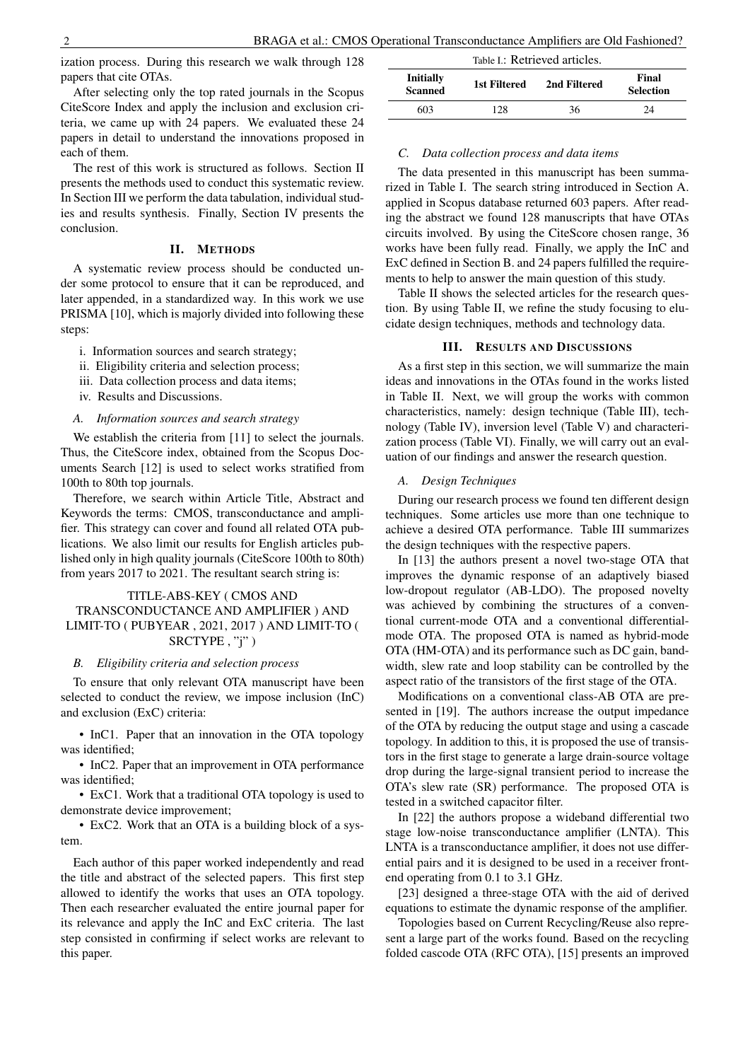ization process. During this research we walk through 128 papers that cite OTAs.

After selecting only the top rated journals in the Scopus CiteScore Index and apply the inclusion and exclusion criteria, we came up with 24 papers. We evaluated these 24 papers in detail to understand the innovations proposed in each of them.

The rest of this work is structured as follows. Section II presents the methods used to conduct this systematic review. In Section III we perform the data tabulation, individual studies and results synthesis. Finally, Section IV presents the conclusion.

## II. Methods

A systematic review process should be conducted under some protocol to ensure that it can be reproduced, and later appended, in a standardized way. In this work we use PRISMA [10], which is majorly divided into following these steps:

i. Information sources and search strategy;
ii. Eligibility criteria and selection process;
iii. Data collection process and data items;
iv. Results and Discussions.

### *A. Information sources and search strategy*

We establish the criteria from [11] to select the journals. Thus, the CiteScore index, obtained from the Scopus Documents Search [12] is used to select works stratified from 100th to 80th top journals.

Therefore, we search within Article Title, Abstract and Keywords the terms: CMOS, transconductance and amplifier. This strategy can cover and found all related OTA publications. We also limit our results for English articles published only in high quality journals (CiteScore 100th to 80th) from years 2017 to 2021. The resultant search string is:

TITLE-ABS-KEY ( CMOS AND TRANSCONDUCTANCE AND AMPLIFIER ) AND LIMIT-TO ( PUBYEAR , 2021, 2017 ) AND LIMIT-TO ( SRCTYPE , "j" )

### *B. Eligibility criteria and selection process*

To ensure that only relevant OTA manuscript have been selected to conduct the review, we impose inclusion (InC) and exclusion (ExC) criteria:

- InC1. Paper that an innovation in the OTA topology was identified;
- InC2. Paper that an improvement in OTA performance was identified;
- ExC1. Work that a traditional OTA topology is used to demonstrate device improvement;
- ExC2. Work that an OTA is a building block of a system.

Each author of this paper worked independently and read the title and abstract of the selected papers. This first step allowed to identify the works that uses an OTA topology. Then each researcher evaluated the entire journal paper for its relevance and apply the InC and ExC criteria. The last step consisted in confirming if select works are relevant to this paper.

Table I.: Retrieved articles.

| Initially Scanned | 1st Filtered | 2nd Filtered | Final Selection |
|---|---|---|---|
| 603 | 128 | 36 | 24 |

### *C. Data collection process and data items*

The data presented in this manuscript has been summarized in Table I. The search string introduced in Section A. applied in Scopus database returned 603 papers. After reading the abstract we found 128 manuscripts that have OTAs circuits involved. By using the CiteScore chosen range, 36 works have been fully read. Finally, we apply the InC and ExC defined in Section B. and 24 papers fulfilled the requirements to help to answer the main question of this study.

Table II shows the selected articles for the research question. By using Table II, we refine the study focusing to elucidate design techniques, methods and technology data.

## III. Results and Discussions

As a first step in this section, we will summarize the main ideas and innovations in the OTAs found in the works listed in Table II. Next, we will group the works with common characteristics, namely: design technique (Table III), technology (Table IV), inversion level (Table V) and characterization process (Table VI). Finally, we will carry out an evaluation of our findings and answer the research question.

### *A. Design Techniques*

During our research process we found ten different design techniques. Some articles use more than one technique to achieve a desired OTA performance. Table III summarizes the design techniques with the respective papers.

In [13] the authors present a novel two-stage OTA that improves the dynamic response of an adaptively biased low-dropout regulator (AB-LDO). The proposed novelty was achieved by combining the structures of a conventional current-mode OTA and a conventional differential-mode OTA. The proposed OTA is named as hybrid-mode OTA (HM-OTA) and its performance such as DC gain, bandwidth, slew rate and loop stability can be controlled by the aspect ratio of the transistors of the first stage of the OTA.

Modifications on a conventional class-AB OTA are presented in [19]. The authors increase the output impedance of the OTA by reducing the output stage and using a cascade topology. In addition to this, it is proposed the use of transistors in the first stage to generate a large drain-source voltage drop during the large-signal transient period to increase the OTA's slew rate (SR) performance. The proposed OTA is tested in a switched capacitor filter.

In [22] the authors propose a wideband differential two stage low-noise transconductance amplifier (LNTA). This LNTA is a transconductance amplifier, it does not use differential pairs and it is designed to be used in a receiver front-end operating from 0.1 to 3.1 GHz.

[23] designed a three-stage OTA with the aid of derived equations to estimate the dynamic response of the amplifier.

Topologies based on Current Recycling/Reuse also represent a large part of the works found. Based on the recycling folded cascode OTA (RFC OTA), [15] presents an improved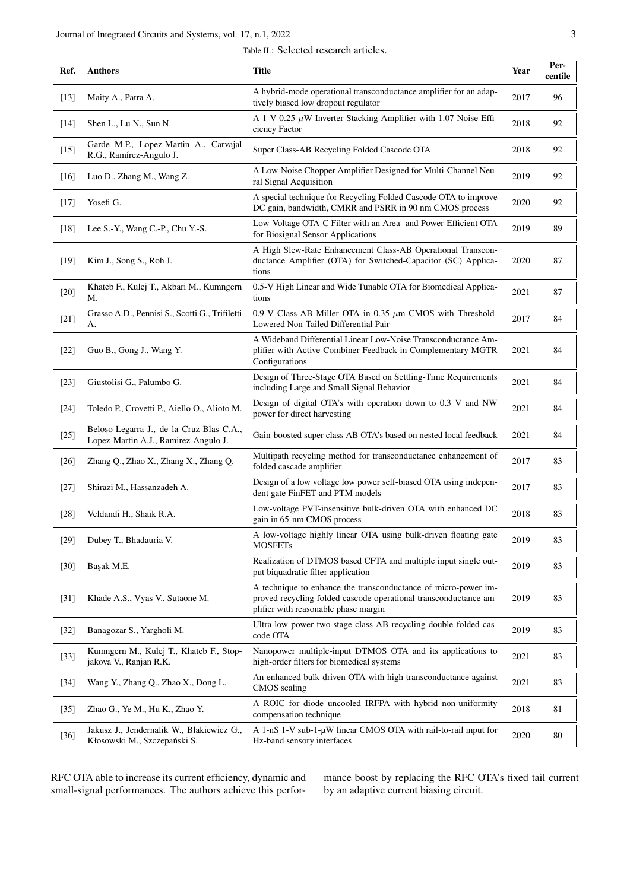Table II.: Selected research articles.

| Ref. | Authors | Title | Year | Per-centile |
|---|---|---|---|---|
| [13] | Maity A., Patra A. | A hybrid-mode operational transconductance amplifier for an adaptively biased low dropout regulator | 2017 | 96 |
| [14] | Shen L., Lu N., Sun N. | A 1-V 0.25-$\mu$W Inverter Stacking Amplifier with 1.07 Noise Efficiency Factor | 2018 | 92 |
| [15] | Garde M.P., Lopez-Martin A., Carvajal R.G., Ramírez-Angulo J. | Super Class-AB Recycling Folded Cascode OTA | 2018 | 92 |
| [16] | Luo D., Zhang M., Wang Z. | A Low-Noise Chopper Amplifier Designed for Multi-Channel Neural Signal Acquisition | 2019 | 92 |
| [17] | Yosefi G. | A special technique for Recycling Folded Cascode OTA to improve DC gain, bandwidth, CMRR and PSRR in 90 nm CMOS process | 2020 | 92 |
| [18] | Lee S.-Y., Wang C.-P., Chu Y.-S. | Low-Voltage OTA-C Filter with an Area- and Power-Efficient OTA for Biosignal Sensor Applications | 2019 | 89 |
| [19] | Kim J., Song S., Roh J. | A High Slew-Rate Enhancement Class-AB Operational Transconductance Amplifier (OTA) for Switched-Capacitor (SC) Applications | 2020 | 87 |
| [20] | Khateb F., Kulej T., Akbari M., Kumngern M. | 0.5-V High Linear and Wide Tunable OTA for Biomedical Applications | 2021 | 87 |
| [21] | Grasso A.D., Pennisi S., Scotti G., Trifiletti A. | 0.9-V Class-AB Miller OTA in 0.35-$\mu$m CMOS with Threshold-Lowered Non-Tailed Differential Pair | 2017 | 84 |
| [22] | Guo B., Gong J., Wang Y. | A Wideband Differential Linear Low-Noise Transconductance Amplifier with Active-Combiner Feedback in Complementary MGTR Configurations | 2021 | 84 |
| [23] | Giustolisi G., Palumbo G. | Design of Three-Stage OTA Based on Settling-Time Requirements including Large and Small Signal Behavior | 2021 | 84 |
| [24] | Toledo P., Crovetti P., Aiello O., Alioto M. | Design of digital OTA's with operation down to 0.3 V and NW power for direct harvesting | 2021 | 84 |
| [25] | Beloso-Legarra J., de la Cruz-Blas C.A., Lopez-Martin A.J., Ramirez-Angulo J. | Gain-boosted super class AB OTA's based on nested local feedback | 2021 | 84 |
| [26] | Zhang Q., Zhao X., Zhang X., Zhang Q. | Multipath recycling method for transconductance enhancement of folded cascade amplifier | 2017 | 83 |
| [27] | Shirazi M., Hassanzadeh A. | Design of a low voltage low power self-biased OTA using independent gate FinFET and PTM models | 2017 | 83 |
| [28] | Veldandi H., Shaik R.A. | Low-voltage PVT-insensitive bulk-driven OTA with enhanced DC gain in 65-nm CMOS process | 2018 | 83 |
| [29] | Dubey T., Bhadauria V. | A low-voltage highly linear OTA using bulk-driven floating gate MOSFETs | 2019 | 83 |
| [30] | Başak M.E. | Realization of DTMOS based CFTA and multiple input single output biquadratic filter application | 2019 | 83 |
| [31] | Khade A.S., Vyas V., Sutaone M. | A technique to enhance the transconductance of micro-power improved recycling folded cascode operational transconductance amplifier with reasonable phase margin | 2019 | 83 |
| [32] | Banagozar S., Yargholi M. | Ultra-low power two-stage class-AB recycling double folded cascode OTA | 2019 | 83 |
| [33] | Kumngern M., Kulej T., Khateb F., Stopjakova V., Ranjan R.K. | Nanopower multiple-input DTMOS OTA and its applications to high-order filters for biomedical systems | 2021 | 83 |
| [34] | Wang Y., Zhang Q., Zhao X., Dong L. | An enhanced bulk-driven OTA with high transconductance against CMOS scaling | 2021 | 83 |
| [35] | Zhao G., Ye M., Hu K., Zhao Y. | A ROIC for diode uncooled IRFPA with hybrid non-uniformity compensation technique | 2018 | 81 |
| [36] | Jakusz J., Jendernalik W., Blakiewicz G., Kłosowski M., Szczepański S. | A 1-nS 1-V sub-1-μW linear CMOS OTA with rail-to-rail input for Hz-band sensory interfaces | 2020 | 80 |

RFC OTA able to increase its current efficiency, dynamic and small-signal performances. The authors achieve this performance boost by replacing the RFC OTA's fixed tail current by an adaptive current biasing circuit.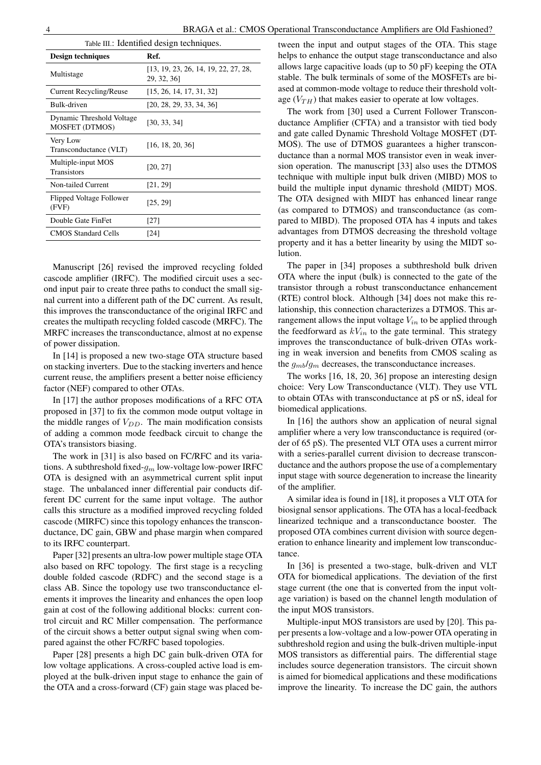Table III.: Identified design techniques.

| Design techniques | Ref. |
|---|---|
| Multistage | [13, 19, 23, 26, 14, 19, 22, 27, 28, 29, 32, 36] |
| Current Recycling/Reuse | [15, 26, 14, 17, 31, 32] |
| Bulk-driven | [20, 28, 29, 33, 34, 36] |
| Dynamic Threshold Voltage MOSFET (DTMOS) | [30, 33, 34] |
| Very Low Transconductance (VLT) | [16, 18, 20, 36] |
| Multiple-input MOS Transistors | [20, 27] |
| Non-tailed Current | [21, 29] |
| Flipped Voltage Follower (FVF) | [25, 29] |
| Double Gate FinFet | [27] |
| CMOS Standard Cells | [24] |

Manuscript [26] revised the improved recycling folded cascode amplifier (IRFC). The modified circuit uses a second input pair to create three paths to conduct the small signal current into a different path of the DC current. As result, this improves the transconductance of the original IRFC and creates the multipath recycling folded cascode (MRFC). The MRFC increases the transconductance, almost at no expense of power dissipation.

In [14] is proposed a new two-stage OTA structure based on stacking inverters. Due to the stacking inverters and hence current reuse, the amplifiers present a better noise efficiency factor (NEF) compared to other OTAs.

In [17] the author proposes modifications of a RFC OTA proposed in [37] to fix the common mode output voltage in the middle ranges of $V_{DD}$. The main modification consists of adding a common mode feedback circuit to change the OTA's transistors biasing.

The work in [31] is also based on FC/RFC and its variations. A subthreshold fixed-$g_m$ low-voltage low-power IRFC OTA is designed with an asymmetrical current split input stage. The unbalanced inner differential pair conducts different DC current for the same input voltage. The author calls this structure as a modified improved recycling folded cascode (MIRFC) since this topology enhances the transconductance, DC gain, GBW and phase margin when compared to its IRFC counterpart.

Paper [32] presents an ultra-low power multiple stage OTA also based on RFC topology. The first stage is a recycling double folded cascode (RDFC) and the second stage is a class AB. Since the topology use two transconductance elements it improves the linearity and enhances the open loop gain at cost of the following additional blocks: current control circuit and RC Miller compensation. The performance of the circuit shows a better output signal swing when compared against the other FC/RFC based topologies.

Paper [28] presents a high DC gain bulk-driven OTA for low voltage applications. A cross-coupled active load is employed at the bulk-driven input stage to enhance the gain of the OTA and a cross-forward (CF) gain stage was placed between the input and output stages of the OTA. This stage helps to enhance the output stage transconductance and also allows large capacitive loads (up to 50 pF) keeping the OTA stable. The bulk terminals of some of the MOSFETs are biased at common-mode voltage to reduce their threshold voltage ($V_{TH}$) that makes easier to operate at low voltages.

The work from [30] used a Current Follower Transconductance Amplifier (CFTA) and a transistor with tied body and gate called Dynamic Threshold Voltage MOSFET (DTMOS). The use of DTMOS guarantees a higher transconductance than a normal MOS transistor even in weak inversion operation. The manuscript [33] also uses the DTMOS technique with multiple input bulk driven (MIBD) MOS to build the multiple input dynamic threshold (MIDT) MOS. The OTA designed with MIDT has enhanced linear range (as compared to DTMOS) and transconductance (as compared to MIBD). The proposed OTA has 4 inputs and takes advantages from DTMOS decreasing the threshold voltage property and it has a better linearity by using the MIDT solution.

The paper in [34] proposes a subthreshold bulk driven OTA where the input (bulk) is connected to the gate of the transistor through a robust transconductance enhancement (RTE) control block. Although [34] does not make this relationship, this connection characterizes a DTMOS. This arrangement allows the input voltage $V_{in}$ to be applied through the feedforward as $kV_{in}$ to the gate terminal. This strategy improves the transconductance of bulk-driven OTAs working in weak inversion and benefits from CMOS scaling as the $g_{mb}/g_m$ decreases, the transconductance increases.

The works [16, 18, 20, 36] propose an interesting design choice: Very Low Transconductance (VLT). They use VTL to obtain OTAs with transconductance at pS or nS, ideal for biomedical applications.

In [16] the authors show an application of neural signal amplifier where a very low transconductance is required (order of 65 pS). The presented VLT OTA uses a current mirror with a series-parallel current division to decrease transconductance and the authors propose the use of a complementary input stage with source degeneration to increase the linearity of the amplifier.

A similar idea is found in [18], it proposes a VLT OTA for biosignal sensor applications. The OTA has a local-feedback linearized technique and a transconductance booster. The proposed OTA combines current division with source degeneration to enhance linearity and implement low transconductance.

In [36] is presented a two-stage, bulk-driven and VLT OTA for biomedical applications. The deviation of the first stage current (the one that is converted from the input voltage variation) is based on the channel length modulation of the input MOS transistors.

Multiple-input MOS transistors are used by [20]. This paper presents a low-voltage and a low-power OTA operating in subthreshold region and using the bulk-driven multiple-input MOS transistors as differential pairs. The differential stage includes source degeneration transistors. The circuit shown is aimed for biomedical applications and these modifications improve the linearity. To increase the DC gain, the authors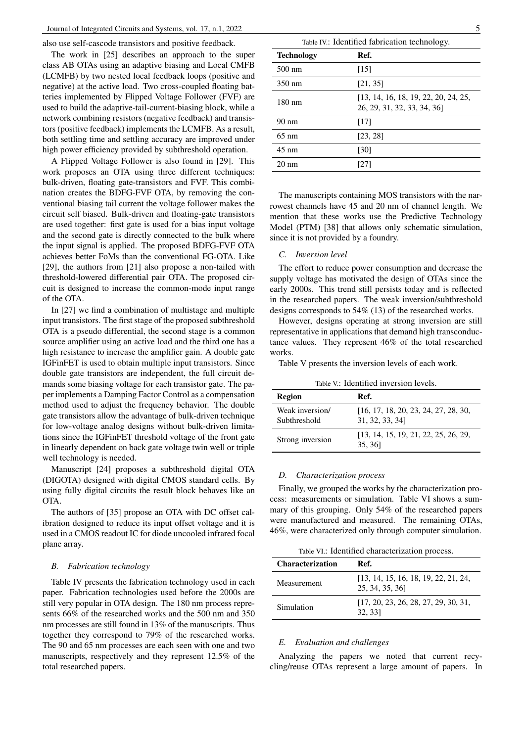also use self-cascode transistors and positive feedback.

The work in [25] describes an approach to the super class AB OTAs using an adaptive biasing and Local CMFB (LCMFB) by two nested local feedback loops (positive and negative) at the active load. Two cross-coupled floating batteries implemented by Flipped Voltage Follower (FVF) are used to build the adaptive-tail-current-biasing block, while a network combining resistors (negative feedback) and transistors (positive feedback) implements the LCMFB. As a result, both settling time and settling accuracy are improved under high power efficiency provided by subthreshold operation.

A Flipped Voltage Follower is also found in [29]. This work proposes an OTA using three different techniques: bulk-driven, floating gate-transistors and FVF. This combination creates the BDFG-FVF OTA, by removing the conventional biasing tail current the voltage follower makes the circuit self biased. Bulk-driven and floating-gate transistors are used together: first gate is used for a bias input voltage and the second gate is directly connected to the bulk where the input signal is applied. The proposed BDFG-FVF OTA achieves better FoMs than the conventional FG-OTA. Like [29], the authors from [21] also propose a non-tailed with threshold-lowered differential pair OTA. The proposed circuit is designed to increase the common-mode input range of the OTA.

In [27] we find a combination of multistage and multiple input transistors. The first stage of the proposed subthreshold OTA is a pseudo differential, the second stage is a common source amplifier using an active load and the third one has a high resistance to increase the amplifier gain. A double gate IGFinFET is used to obtain multiple input transistors. Since double gate transistors are independent, the full circuit demands some biasing voltage for each transistor gate. The paper implements a Damping Factor Control as a compensation method used to adjust the frequency behavior. The double gate transistors allow the advantage of bulk-driven technique for low-voltage analog designs without bulk-driven limitations since the IGFinFET threshold voltage of the front gate in linearly dependent on back gate voltage twin well or triple well technology is needed.

Manuscript [24] proposes a subthreshold digital OTA (DIGOTA) designed with digital CMOS standard cells. By using fully digital circuits the result block behaves like an OTA.

The authors of [35] propose an OTA with DC offset calibration designed to reduce its input offset voltage and it is used in a CMOS readout IC for diode uncooled infrared focal plane array.

### *B. Fabrication technology*

Table IV presents the fabrication technology used in each paper. Fabrication technologies used before the 2000s are still very popular in OTA design. The 180 nm process represents 66% of the researched works and the 500 nm and 350 nm processes are still found in 13% of the manuscripts. Thus together they correspond to 79% of the researched works. The 90 and 65 nm processes are each seen with one and two manuscripts, respectively and they represent 12.5% of the total researched papers.

Table IV.: Identified fabrication technology.

| Technology | Ref. |
|---|---|
| 500 nm | [15] |
| 350 nm | [21, 35] |
| 180 nm | [13, 14, 16, 18, 19, 22, 20, 24, 25, 26, 29, 31, 32, 33, 34, 36] |
| 90 nm | [17] |
| 65 nm | [23, 28] |
| 45 nm | [30] |
| 20 nm | [27] |

The manuscripts containing MOS transistors with the narrowest channels have 45 and 20 nm of channel length. We mention that these works use the Predictive Technology Model (PTM) [38] that allows only schematic simulation, since it is not provided by a foundry.

### *C. Inversion level*

The effort to reduce power consumption and decrease the supply voltage has motivated the design of OTAs since the early 2000s. This trend still persists today and is reflected in the researched papers. The weak inversion/subthreshold designs corresponds to 54% (13) of the researched works.

However, designs operating at strong inversion are still representative in applications that demand high transconductance values. They represent 46% of the total researched works.

Table V presents the inversion levels of each work.

Table V.: Identified inversion levels.

| Region | Ref. |
|---|---|
| Weak inversion/ Subthreshold | [16, 17, 18, 20, 23, 24, 27, 28, 30, 31, 32, 33, 34] |
| Strong inversion | [13, 14, 15, 19, 21, 22, 25, 26, 29, 35, 36] |

### *D. Characterization process*

Finally, we grouped the works by the characterization process: measurements or simulation. Table VI shows a summary of this grouping. Only 54% of the researched papers were manufactured and measured. The remaining OTAs, 46%, were characterized only through computer simulation.

Table VI.: Identified characterization process.

| Characterization | Ref. |
|---|---|
| Measurement | [13, 14, 15, 16, 18, 19, 22, 21, 24, 25, 34, 35, 36] |
| Simulation | [17, 20, 23, 26, 28, 27, 29, 30, 31, 32, 33] |

### *E. Evaluation and challenges*

Analyzing the papers we noted that current recycling/reuse OTAs represent a large amount of papers. In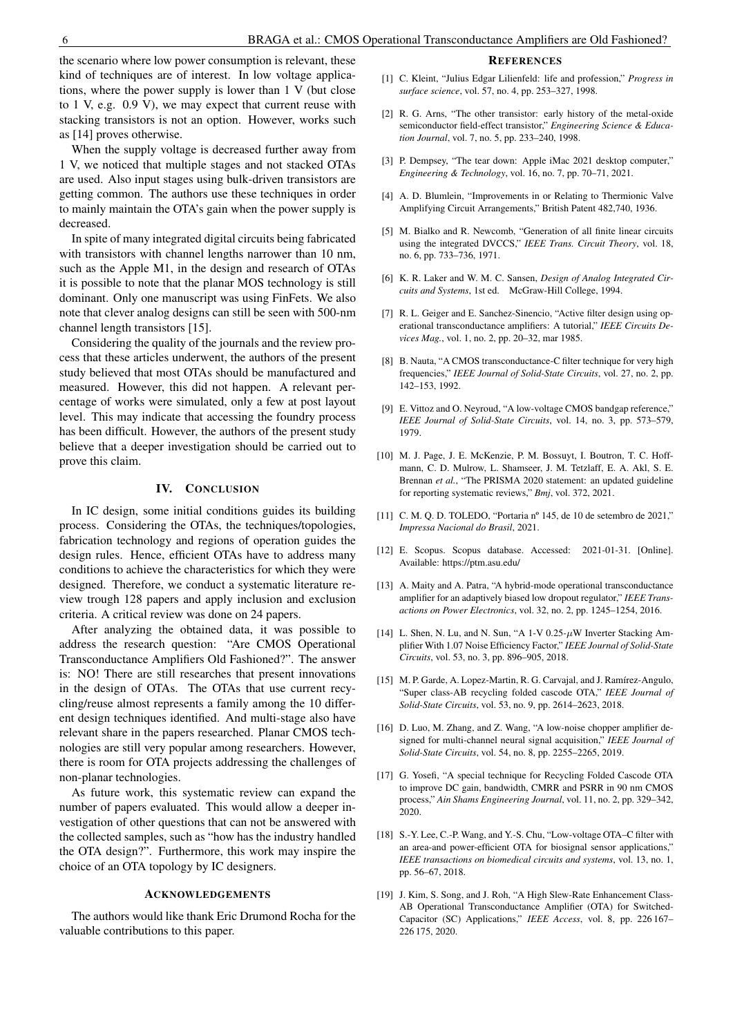the scenario where low power consumption is relevant, these kind of techniques are of interest. In low voltage applications, where the power supply is lower than 1 V (but close to 1 V, e.g. 0.9 V), we may expect that current reuse with stacking transistors is not an option. However, works such as [14] proves otherwise.

When the supply voltage is decreased further away from 1 V, we noticed that multiple stages and not stacked OTAs are used. Also input stages using bulk-driven transistors are getting common. The authors use these techniques in order to mainly maintain the OTA's gain when the power supply is decreased.

In spite of many integrated digital circuits being fabricated with transistors with channel lengths narrower than 10 nm, such as the Apple M1, in the design and research of OTAs it is possible to note that the planar MOS technology is still dominant. Only one manuscript was using FinFets. We also note that clever analog designs can still be seen with 500-nm channel length transistors [15].

Considering the quality of the journals and the review process that these articles underwent, the authors of the present study believed that most OTAs should be manufactured and measured. However, this did not happen. A relevant percentage of works were simulated, only a few at post layout level. This may indicate that accessing the foundry process has been difficult. However, the authors of the present study believe that a deeper investigation should be carried out to prove this claim.

## IV. Conclusion

In IC design, some initial conditions guides its building process. Considering the OTAs, the techniques/topologies, fabrication technology and regions of operation guides the design rules. Hence, efficient OTAs have to address many conditions to achieve the characteristics for which they were designed. Therefore, we conduct a systematic literature review trough 128 papers and apply inclusion and exclusion criteria. A critical review was done on 24 papers.

After analyzing the obtained data, it was possible to address the research question: "Are CMOS Operational Transconductance Amplifiers Old Fashioned?". The answer is: NO! There are still researches that present innovations in the design of OTAs. The OTAs that use current recycling/reuse almost represents a family among the 10 different design techniques identified. And multi-stage also have relevant share in the papers researched. Planar CMOS technologies are still very popular among researchers. However, there is room for OTA projects addressing the challenges of non-planar technologies.

As future work, this systematic review can expand the number of papers evaluated. This would allow a deeper investigation of other questions that can not be answered with the collected samples, such as "how has the industry handled the OTA design?". Furthermore, this work may inspire the choice of an OTA topology by IC designers.

## Acknowledgements

The authors would like thank Eric Drumond Rocha for the valuable contributions to this paper.

## References

[1] C. Kleint, "Julius Edgar Lilienfeld: life and profession," *Progress in surface science*, vol. 57, no. 4, pp. 253–327, 1998.

[2] R. G. Arns, "The other transistor: early history of the metal-oxide semiconductor field-effect transistor," *Engineering Science & Education Journal*, vol. 7, no. 5, pp. 233–240, 1998.

[3] P. Dempsey, "The tear down: Apple iMac 2021 desktop computer," *Engineering & Technology*, vol. 16, no. 7, pp. 70–71, 2021.

[4] A. D. Blumlein, "Improvements in or Relating to Thermionic Valve Amplifying Circuit Arrangements," British Patent 482,740, 1936.

[5] M. Bialko and R. Newcomb, "Generation of all finite linear circuits using the integrated DVCCS," *IEEE Trans. Circuit Theory*, vol. 18, no. 6, pp. 733–736, 1971.

[6] K. R. Laker and W. M. C. Sansen, *Design of Analog Integrated Circuits and Systems*, 1st ed. McGraw-Hill College, 1994.

[7] R. L. Geiger and E. Sanchez-Sinencio, "Active filter design using operational transconductance amplifiers: A tutorial," *IEEE Circuits Devices Mag.*, vol. 1, no. 2, pp. 20–32, mar 1985.

[8] B. Nauta, "A CMOS transconductance-C filter technique for very high frequencies," *IEEE Journal of Solid-State Circuits*, vol. 27, no. 2, pp. 142–153, 1992.

[9] E. Vittoz and O. Neyroud, "A low-voltage CMOS bandgap reference," *IEEE Journal of Solid-State Circuits*, vol. 14, no. 3, pp. 573–579, 1979.

[10] M. J. Page, J. E. McKenzie, P. M. Bossuyt, I. Boutron, T. C. Hoffmann, C. D. Mulrow, L. Shamseer, J. M. Tetzlaff, E. A. Akl, S. E. Brennan *et al.*, "The PRISMA 2020 statement: an updated guideline for reporting systematic reviews," *Bmj*, vol. 372, 2021.

[11] C. M. Q. D. TOLEDO, "Portaria nº 145, de 10 de setembro de 2021," *Impressa Nacional do Brasil*, 2021.

[12] E. Scopus. Scopus database. Accessed: 2021-01-31. [Online]. Available: https://ptm.asu.edu/

[13] A. Maity and A. Patra, "A hybrid-mode operational transconductance amplifier for an adaptively biased low dropout regulator," *IEEE Transactions on Power Electronics*, vol. 32, no. 2, pp. 1245–1254, 2016.

[14] L. Shen, N. Lu, and N. Sun, "A 1-V 0.25-$\mu$W Inverter Stacking Amplifier With 1.07 Noise Efficiency Factor," *IEEE Journal of Solid-State Circuits*, vol. 53, no. 3, pp. 896–905, 2018.

[15] M. P. Garde, A. Lopez-Martin, R. G. Carvajal, and J. Ramírez-Angulo, "Super class-AB recycling folded cascode OTA," *IEEE Journal of Solid-State Circuits*, vol. 53, no. 9, pp. 2614–2623, 2018.

[16] D. Luo, M. Zhang, and Z. Wang, "A low-noise chopper amplifier designed for multi-channel neural signal acquisition," *IEEE Journal of Solid-State Circuits*, vol. 54, no. 8, pp. 2255–2265, 2019.

[17] G. Yosefi, "A special technique for Recycling Folded Cascode OTA to improve DC gain, bandwidth, CMRR and PSRR in 90 nm CMOS process," *Ain Shams Engineering Journal*, vol. 11, no. 2, pp. 329–342, 2020.

[18] S.-Y. Lee, C.-P. Wang, and Y.-S. Chu, "Low-voltage OTA–C filter with an area-and power-efficient OTA for biosignal sensor applications," *IEEE transactions on biomedical circuits and systems*, vol. 13, no. 1, pp. 56–67, 2018.

[19] J. Kim, S. Song, and J. Roh, "A High Slew-Rate Enhancement Class-AB Operational Transconductance Amplifier (OTA) for Switched-Capacitor (SC) Applications," *IEEE Access*, vol. 8, pp. 226 167–226 175, 2020.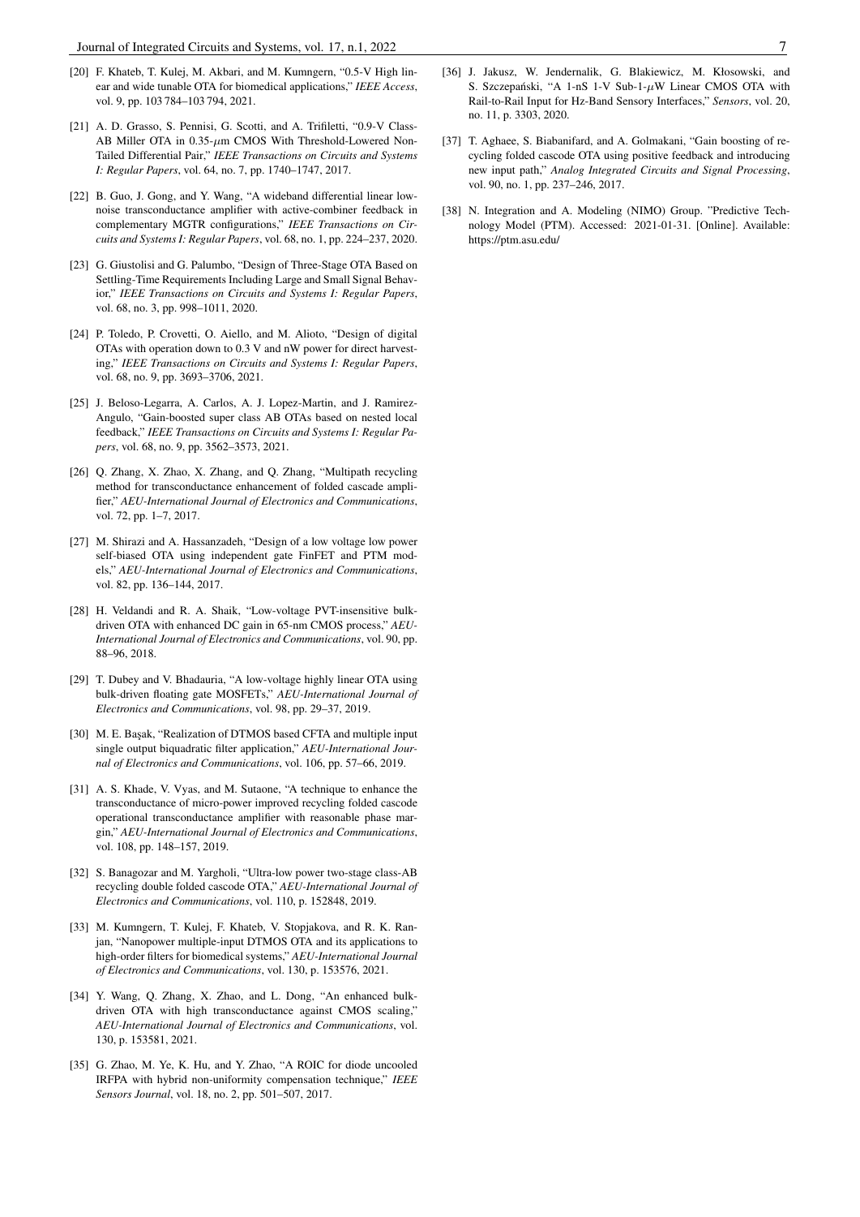[20] F. Khateb, T. Kulej, M. Akbari, and M. Kumngern, "0.5-V High linear and wide tunable OTA for biomedical applications," *IEEE Access*, vol. 9, pp. 103 784–103 794, 2021.

[21] A. D. Grasso, S. Pennisi, G. Scotti, and A. Trifiletti, "0.9-V Class-AB Miller OTA in 0.35-$\mu$m CMOS With Threshold-Lowered Non-Tailed Differential Pair," *IEEE Transactions on Circuits and Systems I: Regular Papers*, vol. 64, no. 7, pp. 1740–1747, 2017.

[22] B. Guo, J. Gong, and Y. Wang, "A wideband differential linear low-noise transconductance amplifier with active-combiner feedback in complementary MGTR configurations," *IEEE Transactions on Circuits and Systems I: Regular Papers*, vol. 68, no. 1, pp. 224–237, 2020.

[23] G. Giustolisi and G. Palumbo, "Design of Three-Stage OTA Based on Settling-Time Requirements Including Large and Small Signal Behavior," *IEEE Transactions on Circuits and Systems I: Regular Papers*, vol. 68, no. 3, pp. 998–1011, 2020.

[24] P. Toledo, P. Crovetti, O. Aiello, and M. Alioto, "Design of digital OTAs with operation down to 0.3 V and nW power for direct harvesting," *IEEE Transactions on Circuits and Systems I: Regular Papers*, vol. 68, no. 9, pp. 3693–3706, 2021.

[25] J. Beloso-Legarra, A. Carlos, A. J. Lopez-Martin, and J. Ramirez-Angulo, "Gain-boosted super class AB OTAs based on nested local feedback," *IEEE Transactions on Circuits and Systems I: Regular Papers*, vol. 68, no. 9, pp. 3562–3573, 2021.

[26] Q. Zhang, X. Zhao, X. Zhang, and Q. Zhang, "Multipath recycling method for transconductance enhancement of folded cascade amplifier," *AEU-International Journal of Electronics and Communications*, vol. 72, pp. 1–7, 2017.

[27] M. Shirazi and A. Hassanzadeh, "Design of a low voltage low power self-biased OTA using independent gate FinFET and PTM models," *AEU-International Journal of Electronics and Communications*, vol. 82, pp. 136–144, 2017.

[28] H. Veldandi and R. A. Shaik, "Low-voltage PVT-insensitive bulk-driven OTA with enhanced DC gain in 65-nm CMOS process," *AEU-International Journal of Electronics and Communications*, vol. 90, pp. 88–96, 2018.

[29] T. Dubey and V. Bhadauria, "A low-voltage highly linear OTA using bulk-driven floating gate MOSFETs," *AEU-International Journal of Electronics and Communications*, vol. 98, pp. 29–37, 2019.

[30] M. E. Başak, "Realization of DTMOS based CFTA and multiple input single output biquadratic filter application," *AEU-International Journal of Electronics and Communications*, vol. 106, pp. 57–66, 2019.

[31] A. S. Khade, V. Vyas, and M. Sutaone, "A technique to enhance the transconductance of micro-power improved recycling folded cascode operational transconductance amplifier with reasonable phase margin," *AEU-International Journal of Electronics and Communications*, vol. 108, pp. 148–157, 2019.

[32] S. Banagozar and M. Yargholi, "Ultra-low power two-stage class-AB recycling double folded cascode OTA," *AEU-International Journal of Electronics and Communications*, vol. 110, p. 152848, 2019.

[33] M. Kumngern, T. Kulej, F. Khateb, V. Stopjakova, and R. K. Ranjan, "Nanopower multiple-input DTMOS OTA and its applications to high-order filters for biomedical systems," *AEU-International Journal of Electronics and Communications*, vol. 130, p. 153576, 2021.

[34] Y. Wang, Q. Zhang, X. Zhao, and L. Dong, "An enhanced bulk-driven OTA with high transconductance against CMOS scaling," *AEU-International Journal of Electronics and Communications*, vol. 130, p. 153581, 2021.

[35] G. Zhao, M. Ye, K. Hu, and Y. Zhao, "A ROIC for diode uncooled IRFPA with hybrid non-uniformity compensation technique," *IEEE Sensors Journal*, vol. 18, no. 2, pp. 501–507, 2017.

[36] J. Jakusz, W. Jendernalik, G. Blakiewicz, M. Kłosowski, and S. Szczepański, "A 1-nS 1-V Sub-1-$\mu$W Linear CMOS OTA with Rail-to-Rail Input for Hz-Band Sensory Interfaces," *Sensors*, vol. 20, no. 11, p. 3303, 2020.

[37] T. Aghaee, S. Biabanifard, and A. Golmakani, "Gain boosting of recycling folded cascode OTA using positive feedback and introducing new input path," *Analog Integrated Circuits and Signal Processing*, vol. 90, no. 1, pp. 237–246, 2017.

[38] N. Integration and A. Modeling (NIMO) Group. "Predictive Technology Model (PTM). Accessed: 2021-01-31. [Online]. Available: https://ptm.asu.edu/